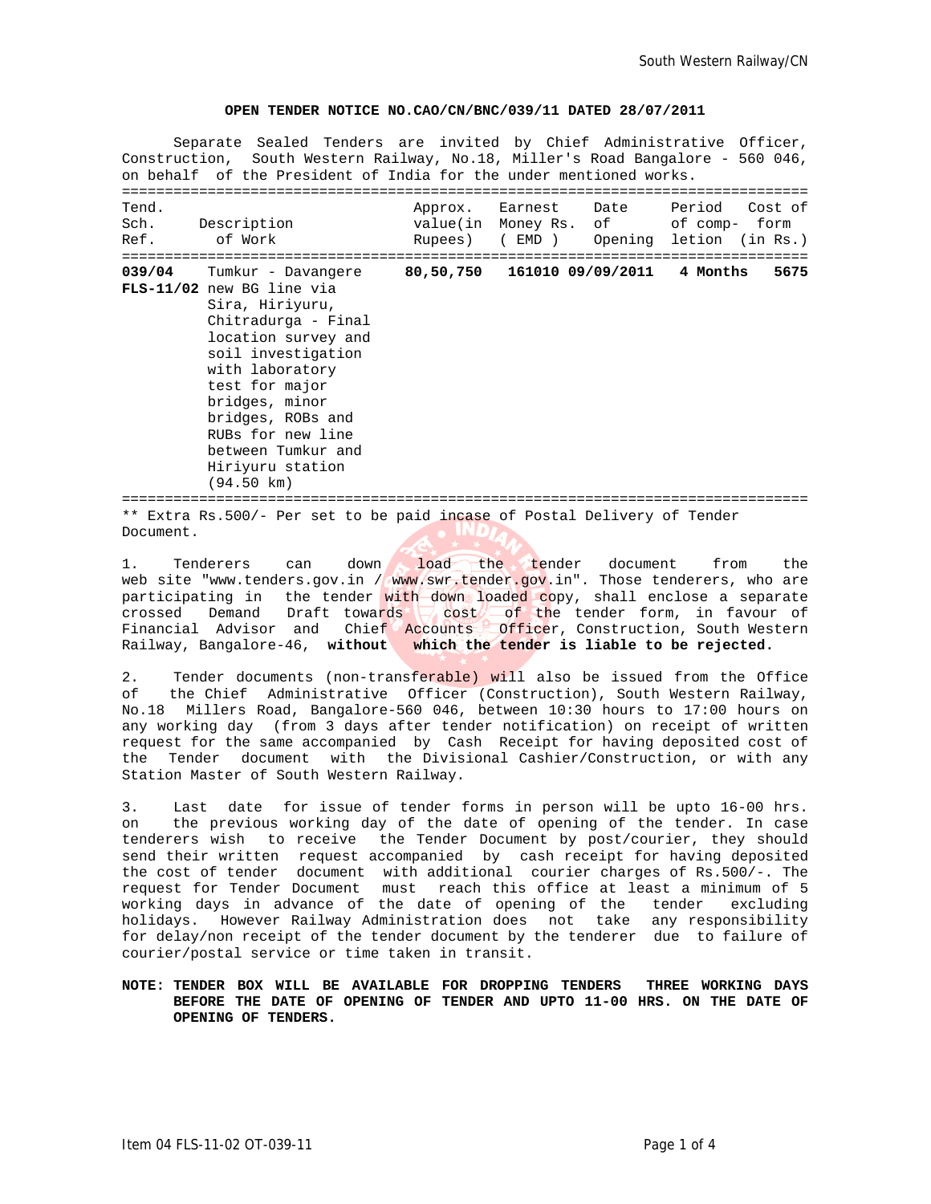**OPEN TENDER NOTICE NO.CAO/CN/BNC/039/11 DATED 28/07/2011**

Separate Sealed Tenders are invited by Chief Administrative Officer, Construction, South Western Railway, No.18, Miller's Road Bangalore - 560 046, on behalf of the President of India for the under mentioned works.

| Tend. Sch. Ref. | Description of Work | Approx. value(in Rupees) | Earnest Money Rs. ( EMD ) | Date of Opening | Period of completion | Cost of form (in Rs.) |
|---|---|---|---|---|---|---|
| **039/04 FLS-11/02** | Tumkur - Davangere new BG line via Sira, Hiriyuru, Chitradurga - Final location survey and soil investigation with laboratory test for major bridges, minor bridges, ROBs and RUBs for new line between Tumkur and Hiriyuru station (94.50 km) | **80,50,750** | **161010** | **09/09/2011** | **4 Months** | **5675** |

** Extra Rs.500/- Per set to be paid incase of Postal Delivery of Tender Document.

1. Tenderers can down load the tender document from the web site "www.tenders.gov.in / www.swr.tender.gov.in". Those tenderers, who are participating in the tender with down loaded copy, shall enclose a separate crossed Demand Draft towards cost of the tender form, in favour of Financial Advisor and Chief Accounts Officer, Construction, South Western Railway, Bangalore-46, **without which the tender is liable to be rejected.**

2. Tender documents (non-transferable) will also be issued from the Office of the Chief Administrative Officer (Construction), South Western Railway, No.18 Millers Road, Bangalore-560 046, between 10:30 hours to 17:00 hours on any working day (from 3 days after tender notification) on receipt of written request for the same accompanied by Cash Receipt for having deposited cost of the Tender document with the Divisional Cashier/Construction, or with any Station Master of South Western Railway.

3. Last date for issue of tender forms in person will be upto 16-00 hrs. on the previous working day of the date of opening of the tender. In case tenderers wish to receive the Tender Document by post/courier, they should send their written request accompanied by cash receipt for having deposited the cost of tender document with additional courier charges of Rs.500/-. The request for Tender Document must reach this office at least a minimum of 5 working days in advance of the date of opening of the tender excluding holidays. However Railway Administration does not take any responsibility for delay/non receipt of the tender document by the tenderer due to failure of courier/postal service or time taken in transit.

**NOTE: TENDER BOX WILL BE AVAILABLE FOR DROPPING TENDERS THREE WORKING DAYS BEFORE THE DATE OF OPENING OF TENDER AND UPTO 11-00 HRS. ON THE DATE OF OPENING OF TENDERS.**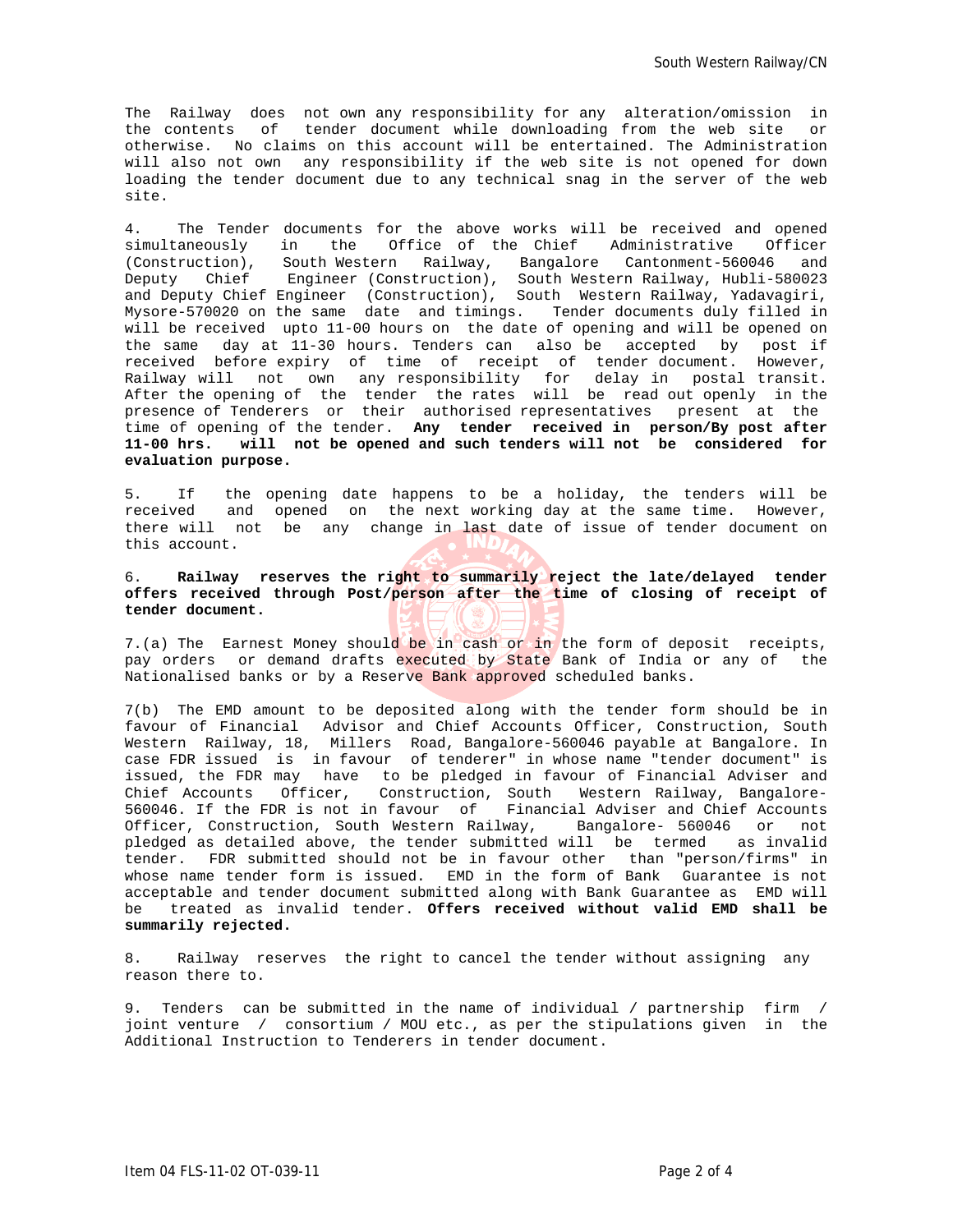The Railway does not own any responsibility for any alteration/omission in the contents of tender document while downloading from the web site or otherwise. No claims on this account will be entertained. The Administration will also not own any responsibility if the web site is not opened for down loading the tender document due to any technical snag in the server of the web site.

4. The Tender documents for the above works will be received and opened simultaneously in the Office of the Chief Administrative Officer (Construction), South Western Railway, Bangalore Cantonment-560046 and Deputy Chief Engineer (Construction), South Western Railway, Hubli-580023 and Deputy Chief Engineer (Construction), South Western Railway, Yadavagiri, Mysore-570020 on the same date and timings. Tender documents duly filled in will be received upto 11-00 hours on the date of opening and will be opened on the same day at 11-30 hours. Tenders can also be accepted by post if received before expiry of time of receipt of tender document. However, Railway will not own any responsibility for delay in postal transit. After the opening of the tender the rates will be read out openly in the presence of Tenderers or their authorised representatives present at the time of opening of the tender. **Any tender received in person/By post after 11-00 hrs. will not be opened and such tenders will not be considered for evaluation purpose.**

5. If the opening date happens to be a holiday, the tenders will be received and opened on the next working day at the same time. However, there will not be any change in last date of issue of tender document on this account.

6. **Railway reserves the right to summarily reject the late/delayed tender offers received through Post/person after the time of closing of receipt of tender document.**

7.(a) The Earnest Money should be in cash or in the form of deposit receipts, pay orders or demand drafts executed by State Bank of India or any of the Nationalised banks or by a Reserve Bank approved scheduled banks.

7(b) The EMD amount to be deposited along with the tender form should be in favour of Financial Advisor and Chief Accounts Officer, Construction, South Western Railway, 18, Millers Road, Bangalore-560046 payable at Bangalore. In case FDR issued is in favour of tenderer" in whose name "tender document" is issued, the FDR may have to be pledged in favour of Financial Adviser and Chief Accounts Officer, Construction, South Western Railway, Bangalore-560046. If the FDR is not in favour of Financial Adviser and Chief Accounts Officer, Construction, South Western Railway, Bangalore- 560046 or not pledged as detailed above, the tender submitted will be termed as invalid tender. FDR submitted should not be in favour other than "person/firms" in whose name tender form is issued. EMD in the form of Bank Guarantee is not acceptable and tender document submitted along with Bank Guarantee as EMD will be treated as invalid tender. **Offers received without valid EMD shall be summarily rejected.**

8. Railway reserves the right to cancel the tender without assigning any reason there to.

9. Tenders can be submitted in the name of individual / partnership firm / joint venture / consortium / MOU etc., as per the stipulations given in the Additional Instruction to Tenderers in tender document.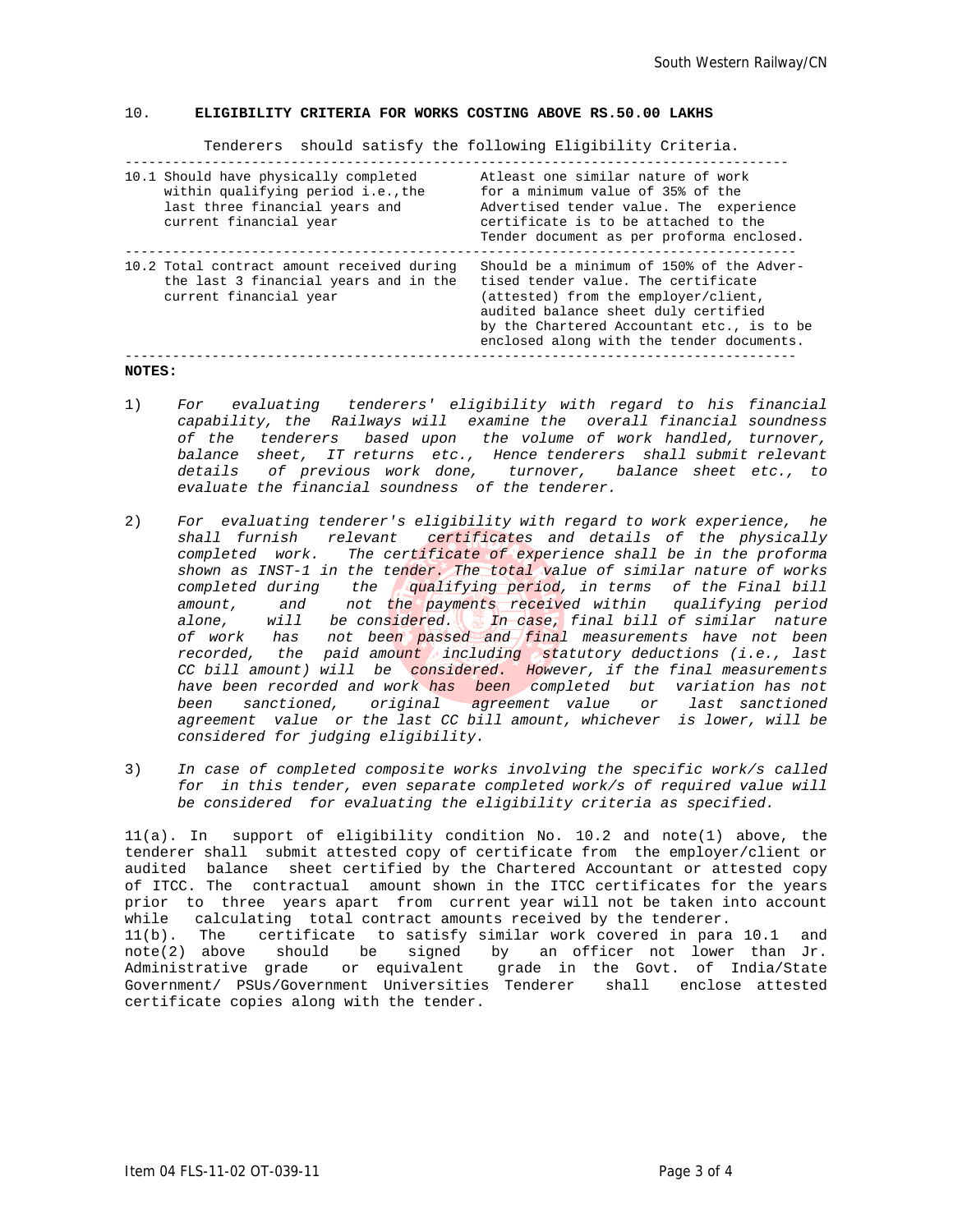## 10. ELIGIBILITY CRITERIA FOR WORKS COSTING ABOVE RS.50.00 LAKHS

Tenderers should satisfy the following Eligibility Criteria.

| | |
|---|---|
| 10.1 Should have physically completed within qualifying period i.e.,the last three financial years and current financial year | Atleast one similar nature of work for a minimum value of 35% of the Advertised tender value. The experience certificate is to be attached to the Tender document as per proforma enclosed. |
| 10.2 Total contract amount received during the last 3 financial years and in the current financial year | Should be a minimum of 150% of the Advertised tender value. The certificate (attested) from the employer/client, audited balance sheet duly certified by the Chartered Accountant etc., is to be enclosed along with the tender documents. |

**NOTES:**

1) *For evaluating tenderers' eligibility with regard to his financial capability, the Railways will examine the overall financial soundness of the tenderers based upon the volume of work handled, turnover, balance sheet, IT returns etc., Hence tenderers shall submit relevant details of previous work done, turnover, balance sheet etc., to evaluate the financial soundness of the tenderer.*

2) *For evaluating tenderer's eligibility with regard to work experience, he shall furnish relevant certificates and details of the physically completed work. The certificate of experience shall be in the proforma shown as INST-1 in the tender. The total value of similar nature of works completed during the qualifying period, in terms of the Final bill amount, and not the payments received within qualifying period alone, will be considered. In case, final bill of similar nature of work has not been passed and final measurements have not been recorded, the paid amount including statutory deductions (i.e., last CC bill amount) will be considered. However, if the final measurements have been recorded and work has been completed but variation has not been sanctioned, original agreement value or last sanctioned agreement value or the last CC bill amount, whichever is lower, will be considered for judging eligibility.*

3) *In case of completed composite works involving the specific work/s called for in this tender, even separate completed work/s of required value will be considered for evaluating the eligibility criteria as specified.*

11(a). In support of eligibility condition No. 10.2 and note(1) above, the tenderer shall submit attested copy of certificate from the employer/client or audited balance sheet certified by the Chartered Accountant or attested copy of ITCC. The contractual amount shown in the ITCC certificates for the years prior to three years apart from current year will not be taken into account while calculating total contract amounts received by the tenderer.

11(b). The certificate to satisfy similar work covered in para 10.1 and note(2) above should be signed by an officer not lower than Jr. Administrative grade or equivalent grade in the Govt. of India/State Government/ PSUs/Government Universities Tenderer shall enclose attested certificate copies along with the tender.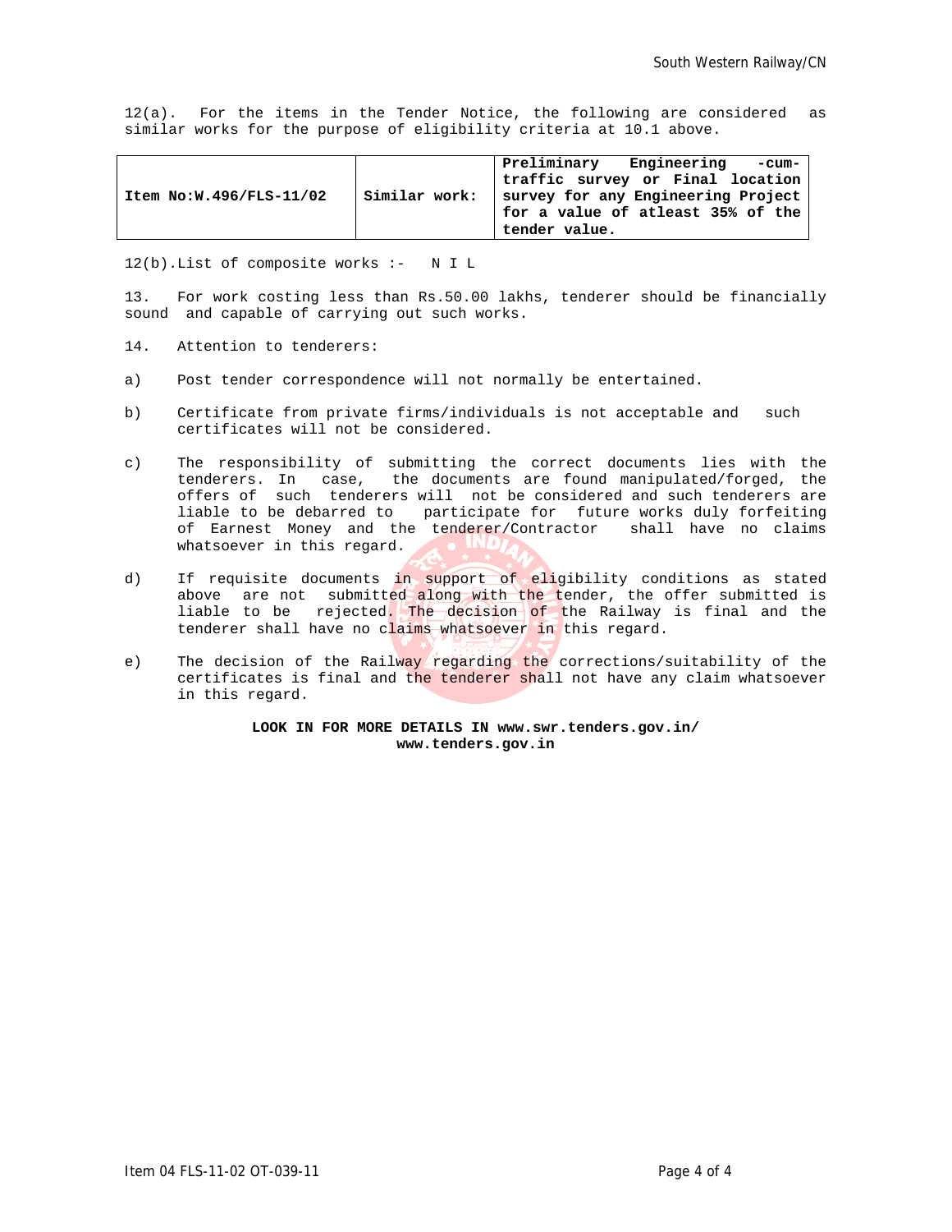12(a). For the items in the Tender Notice, the following are considered as similar works for the purpose of eligibility criteria at 10.1 above.

| | | |
|---|---|---|
| **Item No:W.496/FLS-11/02** | **Similar work:** | **Preliminary Engineering -cum-traffic survey or Final location survey for any Engineering Project for a value of atleast 35% of the tender value.** |

12(b). List of composite works :- N I L

13. For work costing less than Rs.50.00 lakhs, tenderer should be financially sound and capable of carrying out such works.

14. Attention to tenderers:

a) Post tender correspondence will not normally be entertained.

b) Certificate from private firms/individuals is not acceptable and such certificates will not be considered.

c) The responsibility of submitting the correct documents lies with the tenderers. In case, the documents are found manipulated/forged, the offers of such tenderers will not be considered and such tenderers are liable to be debarred to participate for future works duly forfeiting of Earnest Money and the tenderer/Contractor shall have no claims whatsoever in this regard.

d) If requisite documents in support of eligibility conditions as stated above are not submitted along with the tender, the offer submitted is liable to be rejected. The decision of the Railway is final and the tenderer shall have no claims whatsoever in this regard.

e) The decision of the Railway regarding the corrections/suitability of the certificates is final and the tenderer shall not have any claim whatsoever in this regard.

**LOOK IN FOR MORE DETAILS IN www.swr.tenders.gov.in/ www.tenders.gov.in**